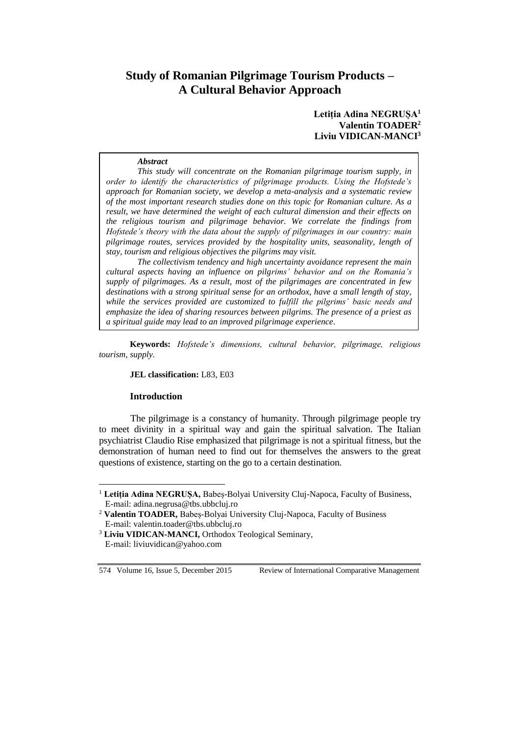# Study of Romanian Pilgrimage Tourism Products – A Cultural Behavior Approach

**Letiția Adina NEGRUȘA**[1]
**Valentin TOADER**[2]
**Liviu VIDICAN-MANCI**[3]

***Abstract***

*This study will concentrate on the Romanian pilgrimage tourism supply, in order to identify the characteristics of pilgrimage products. Using the Hofstede's approach for Romanian society, we develop a meta-analysis and a systematic review of the most important research studies done on this topic for Romanian culture. As a result, we have determined the weight of each cultural dimension and their effects on the religious tourism and pilgrimage behavior. We correlate the findings from Hofstede's theory with the data about the supply of pilgrimages in our country: main pilgrimage routes, services provided by the hospitality units, seasonality, length of stay, tourism and religious objectives the pilgrims may visit.*

*The collectivism tendency and high uncertainty avoidance represent the main cultural aspects having an influence on pilgrims' behavior and on the Romania's supply of pilgrimages. As a result, most of the pilgrimages are concentrated in few destinations with a strong spiritual sense for an orthodox, have a small length of stay, while the services provided are customized to fulfill the pilgrims' basic needs and emphasize the idea of sharing resources between pilgrims. The presence of a priest as a spiritual guide may lead to an improved pilgrimage experience.*

**Keywords:** *Hofstede's dimensions, cultural behavior, pilgrimage, religious tourism, supply.*

**JEL classification:** L83, E03

## Introduction

The pilgrimage is a constancy of humanity. Through pilgrimage people try to meet divinity in a spiritual way and gain the spiritual salvation. The Italian psychiatrist Claudio Rise emphasized that pilgrimage is not a spiritual fitness, but the demonstration of human need to find out for themselves the answers to the great questions of existence, starting on the go to a certain destination.

---

[1] **Letiția Adina NEGRUȘA,** Babeș-Bolyai University Cluj-Napoca, Faculty of Business, E-mail: adina.negrusa@tbs.ubbcluj.ro

[2] **Valentin TOADER,** Babeș-Bolyai University Cluj-Napoca, Faculty of Business E-mail: valentin.toader@tbs.ubbcluj.ro

[3] **Liviu VIDICAN-MANCI,** Orthodox Teological Seminary, E-mail: liviuvidican@yahoo.com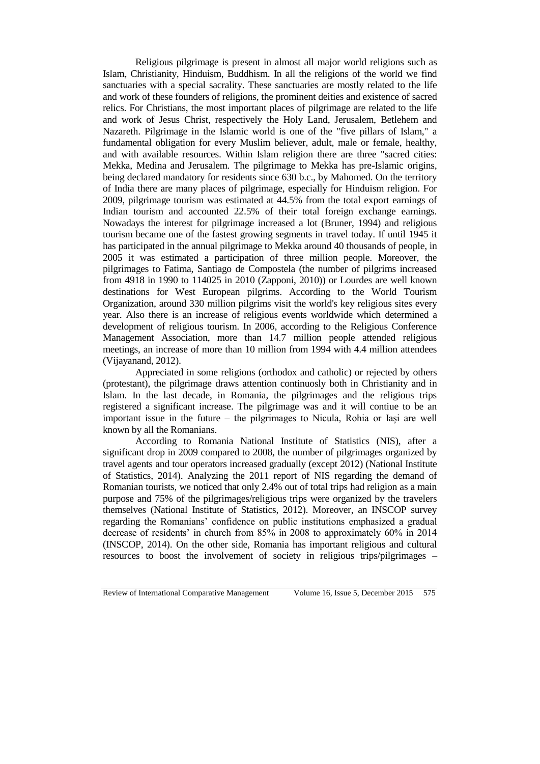Religious pilgrimage is present in almost all major world religions such as Islam, Christianity, Hinduism, Buddhism. In all the religions of the world we find sanctuaries with a special sacrality. These sanctuaries are mostly related to the life and work of these founders of religions, the prominent deities and existence of sacred relics. For Christians, the most important places of pilgrimage are related to the life and work of Jesus Christ, respectively the Holy Land, Jerusalem, Betlehem and Nazareth. Pilgrimage in the Islamic world is one of the "five pillars of Islam," a fundamental obligation for every Muslim believer, adult, male or female, healthy, and with available resources. Within Islam religion there are three "sacred cities: Mekka, Medina and Jerusalem. The pilgrimage to Mekka has pre-Islamic origins, being declared mandatory for residents since 630 b.c., by Mahomed. On the territory of India there are many places of pilgrimage, especially for Hinduism religion. For 2009, pilgrimage tourism was estimated at 44.5% from the total export earnings of Indian tourism and accounted 22.5% of their total foreign exchange earnings. Nowadays the interest for pilgrimage increased a lot (Bruner, 1994) and religious tourism became one of the fastest growing segments in travel today. If until 1945 it has participated in the annual pilgrimage to Mekka around 40 thousands of people, in 2005 it was estimated a participation of three million people. Moreover, the pilgrimages to Fatima, Santiago de Compostela (the number of pilgrims increased from 4918 in 1990 to 114025 in 2010 (Zapponi, 2010)) or Lourdes are well known destinations for West European pilgrims. According to the World Tourism Organization, around 330 million pilgrims visit the world's key religious sites every year. Also there is an increase of religious events worldwide which determined a development of religious tourism. In 2006, according to the Religious Conference Management Association, more than 14.7 million people attended religious meetings, an increase of more than 10 million from 1994 with 4.4 million attendees (Vijayanand, 2012).

Appreciated in some religions (orthodox and catholic) or rejected by others (protestant), the pilgrimage draws attention continuosly both in Christianity and in Islam. In the last decade, in Romania, the pilgrimages and the religious trips registered a significant increase. The pilgrimage was and it will contiue to be an important issue in the future – the pilgrimages to Nicula, Rohia or Iași are well known by all the Romanians.

According to Romania National Institute of Statistics (NIS), after a significant drop in 2009 compared to 2008, the number of pilgrimages organized by travel agents and tour operators increased gradually (except 2012) (National Institute of Statistics, 2014). Analyzing the 2011 report of NIS regarding the demand of Romanian tourists, we noticed that only 2.4% out of total trips had religion as a main purpose and 75% of the pilgrimages/religious trips were organized by the travelers themselves (National Institute of Statistics, 2012). Moreover, an INSCOP survey regarding the Romanians' confidence on public institutions emphasized a gradual decrease of residents' in church from 85% in 2008 to approximately 60% in 2014 (INSCOP, 2014). On the other side, Romania has important religious and cultural resources to boost the involvement of society in religious trips/pilgrimages –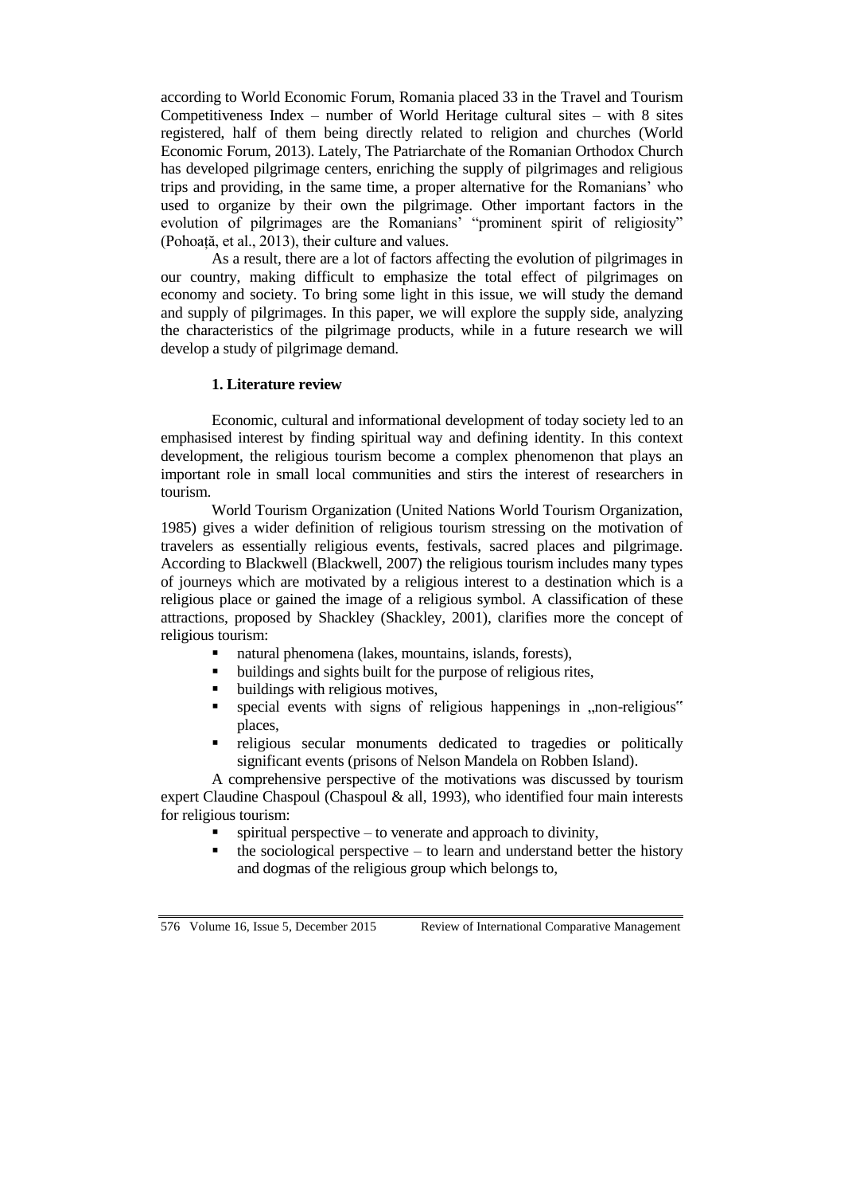according to World Economic Forum, Romania placed 33 in the Travel and Tourism Competitiveness Index – number of World Heritage cultural sites – with 8 sites registered, half of them being directly related to religion and churches (World Economic Forum, 2013). Lately, The Patriarchate of the Romanian Orthodox Church has developed pilgrimage centers, enriching the supply of pilgrimages and religious trips and providing, in the same time, a proper alternative for the Romanians' who used to organize by their own the pilgrimage. Other important factors in the evolution of pilgrimages are the Romanians' "prominent spirit of religiosity" (Pohoață, et al., 2013), their culture and values.

As a result, there are a lot of factors affecting the evolution of pilgrimages in our country, making difficult to emphasize the total effect of pilgrimages on economy and society. To bring some light in this issue, we will study the demand and supply of pilgrimages. In this paper, we will explore the supply side, analyzing the characteristics of the pilgrimage products, while in a future research we will develop a study of pilgrimage demand.

## 1. Literature review

Economic, cultural and informational development of today society led to an emphasised interest by finding spiritual way and defining identity. In this context development, the religious tourism become a complex phenomenon that plays an important role in small local communities and stirs the interest of researchers in tourism.

World Tourism Organization (United Nations World Tourism Organization, 1985) gives a wider definition of religious tourism stressing on the motivation of travelers as essentially religious events, festivals, sacred places and pilgrimage. According to Blackwell (Blackwell, 2007) the religious tourism includes many types of journeys which are motivated by a religious interest to a destination which is a religious place or gained the image of a religious symbol. A classification of these attractions, proposed by Shackley (Shackley, 2001), clarifies more the concept of religious tourism:

- natural phenomena (lakes, mountains, islands, forests),
- buildings and sights built for the purpose of religious rites,
- buildings with religious motives,
- special events with signs of religious happenings in „non-religious" places,
- religious secular monuments dedicated to tragedies or politically significant events (prisons of Nelson Mandela on Robben Island).

A comprehensive perspective of the motivations was discussed by tourism expert Claudine Chaspoul (Chaspoul & all, 1993), who identified four main interests for religious tourism:

- spiritual perspective – to venerate and approach to divinity,
- the sociological perspective – to learn and understand better the history and dogmas of the religious group which belongs to,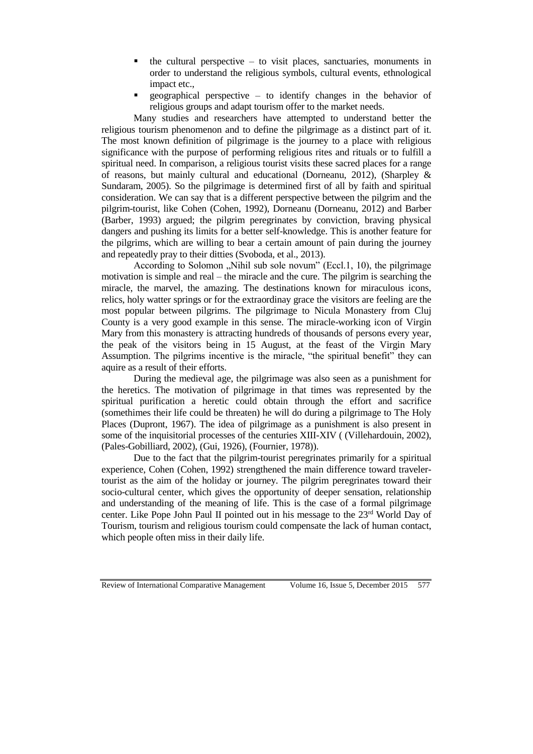- the cultural perspective – to visit places, sanctuaries, monuments in order to understand the religious symbols, cultural events, ethnological impact etc.,
- geographical perspective – to identify changes in the behavior of religious groups and adapt tourism offer to the market needs.

Many studies and researchers have attempted to understand better the religious tourism phenomenon and to define the pilgrimage as a distinct part of it. The most known definition of pilgrimage is the journey to a place with religious significance with the purpose of performing religious rites and rituals or to fulfill a spiritual need. In comparison, a religious tourist visits these sacred places for a range of reasons, but mainly cultural and educational (Dorneanu, 2012), (Sharpley & Sundaram, 2005). So the pilgrimage is determined first of all by faith and spiritual consideration. We can say that is a different perspective between the pilgrim and the pilgrim-tourist, like Cohen (Cohen, 1992), Dorneanu (Dorneanu, 2012) and Barber (Barber, 1993) argued; the pilgrim peregrinates by conviction, braving physical dangers and pushing its limits for a better self-knowledge. This is another feature for the pilgrims, which are willing to bear a certain amount of pain during the journey and repeatedly pray to their ditties (Svoboda, et al., 2013).

According to Solomon „Nihil sub sole novum" (Eccl.1, 10), the pilgrimage motivation is simple and real – the miracle and the cure. The pilgrim is searching the miracle, the marvel, the amazing. The destinations known for miraculous icons, relics, holy watter springs or for the extraordinay grace the visitors are feeling are the most popular between pilgrims. The pilgrimage to Nicula Monastery from Cluj County is a very good example in this sense. The miracle-working icon of Virgin Mary from this monastery is attracting hundreds of thousands of persons every year, the peak of the visitors being in 15 August, at the feast of the Virgin Mary Assumption. The pilgrims incentive is the miracle, "the spiritual benefit" they can aquire as a result of their efforts.

During the medieval age, the pilgrimage was also seen as a punishment for the heretics. The motivation of pilgrimage in that times was represented by the spiritual purification a heretic could obtain through the effort and sacrifice (somethimes their life could be threaten) he will do during a pilgrimage to The Holy Places (Dupront, 1967). The idea of pilgrimage as a punishment is also present in some of the inquisitorial processes of the centuries XIII-XIV ( (Villehardouin, 2002), (Pales-Gobilliard, 2002), (Gui, 1926), (Fournier, 1978)).

Due to the fact that the pilgrim-tourist peregrinates primarily for a spiritual experience, Cohen (Cohen, 1992) strengthened the main difference toward traveler-tourist as the aim of the holiday or journey. The pilgrim peregrinates toward their socio-cultural center, which gives the opportunity of deeper sensation, relationship and understanding of the meaning of life. This is the case of a formal pilgrimage center. Like Pope John Paul II pointed out in his message to the 23rd World Day of Tourism, tourism and religious tourism could compensate the lack of human contact, which people often miss in their daily life.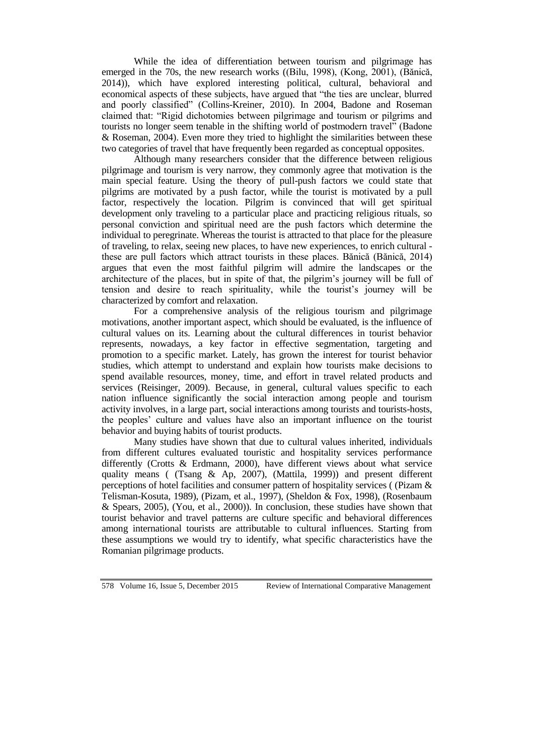While the idea of differentiation between tourism and pilgrimage has emerged in the 70s, the new research works ((Bilu, 1998), (Kong, 2001), (Bănică, 2014)), which have explored interesting political, cultural, behavioral and economical aspects of these subjects, have argued that "the ties are unclear, blurred and poorly classified" (Collins-Kreiner, 2010). In 2004, Badone and Roseman claimed that: "Rigid dichotomies between pilgrimage and tourism or pilgrims and tourists no longer seem tenable in the shifting world of postmodern travel" (Badone & Roseman, 2004). Even more they tried to highlight the similarities between these two categories of travel that have frequently been regarded as conceptual opposites.

Although many researchers consider that the difference between religious pilgrimage and tourism is very narrow, they commonly agree that motivation is the main special feature. Using the theory of pull-push factors we could state that pilgrims are motivated by a push factor, while the tourist is motivated by a pull factor, respectively the location. Pilgrim is convinced that will get spiritual development only traveling to a particular place and practicing religious rituals, so personal conviction and spiritual need are the push factors which determine the individual to peregrinate. Whereas the tourist is attracted to that place for the pleasure of traveling, to relax, seeing new places, to have new experiences, to enrich cultural - these are pull factors which attract tourists in these places. Bănică (Bănică, 2014) argues that even the most faithful pilgrim will admire the landscapes or the architecture of the places, but in spite of that, the pilgrim's journey will be full of tension and desire to reach spirituality, while the tourist's journey will be characterized by comfort and relaxation.

For a comprehensive analysis of the religious tourism and pilgrimage motivations, another important aspect, which should be evaluated, is the influence of cultural values on its. Learning about the cultural differences in tourist behavior represents, nowadays, a key factor in effective segmentation, targeting and promotion to a specific market. Lately, has grown the interest for tourist behavior studies, which attempt to understand and explain how tourists make decisions to spend available resources, money, time, and effort in travel related products and services (Reisinger, 2009). Because, in general, cultural values specific to each nation influence significantly the social interaction among people and tourism activity involves, in a large part, social interactions among tourists and tourists-hosts, the peoples' culture and values have also an important influence on the tourist behavior and buying habits of tourist products.

Many studies have shown that due to cultural values inherited, individuals from different cultures evaluated touristic and hospitality services performance differently (Crotts & Erdmann, 2000), have different views about what service quality means ( (Tsang & Ap, 2007), (Mattila, 1999)) and present different perceptions of hotel facilities and consumer pattern of hospitality services ( (Pizam & Telisman-Kosuta, 1989), (Pizam, et al., 1997), (Sheldon & Fox, 1998), (Rosenbaum & Spears, 2005), (You, et al., 2000)). In conclusion, these studies have shown that tourist behavior and travel patterns are culture specific and behavioral differences among international tourists are attributable to cultural influences. Starting from these assumptions we would try to identify, what specific characteristics have the Romanian pilgrimage products.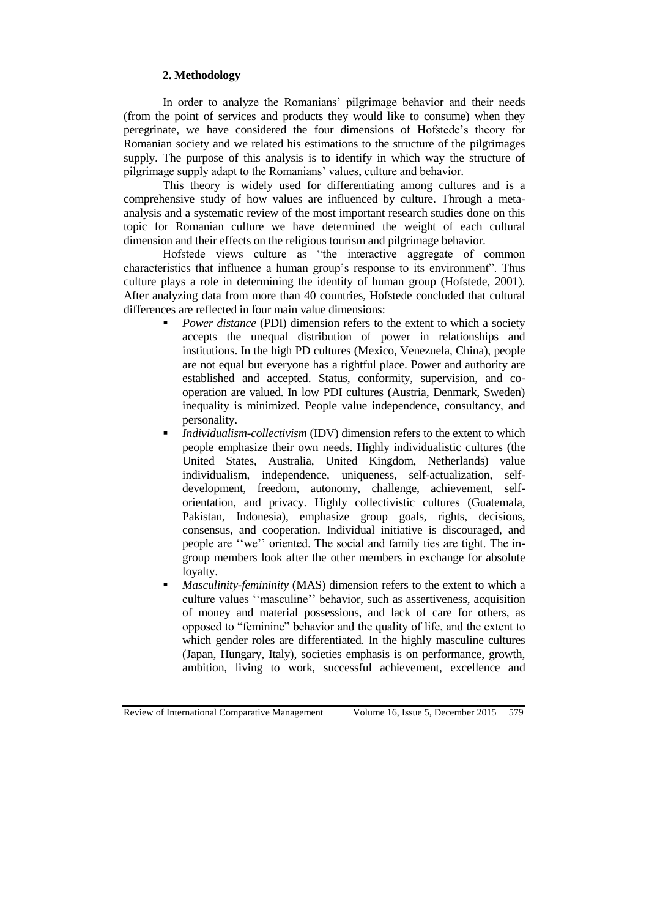### 2. Methodology

In order to analyze the Romanians' pilgrimage behavior and their needs (from the point of services and products they would like to consume) when they peregrinate, we have considered the four dimensions of Hofstede's theory for Romanian society and we related his estimations to the structure of the pilgrimages supply. The purpose of this analysis is to identify in which way the structure of pilgrimage supply adapt to the Romanians' values, culture and behavior.

This theory is widely used for differentiating among cultures and is a comprehensive study of how values are influenced by culture. Through a meta-analysis and a systematic review of the most important research studies done on this topic for Romanian culture we have determined the weight of each cultural dimension and their effects on the religious tourism and pilgrimage behavior.

Hofstede views culture as "the interactive aggregate of common characteristics that influence a human group's response to its environment". Thus culture plays a role in determining the identity of human group (Hofstede, 2001). After analyzing data from more than 40 countries, Hofstede concluded that cultural differences are reflected in four main value dimensions:

- *Power distance* (PDI) dimension refers to the extent to which a society accepts the unequal distribution of power in relationships and institutions. In the high PD cultures (Mexico, Venezuela, China), people are not equal but everyone has a rightful place. Power and authority are established and accepted. Status, conformity, supervision, and co-operation are valued. In low PDI cultures (Austria, Denmark, Sweden) inequality is minimized. People value independence, consultancy, and personality.
- *Individualism-collectivism* (IDV) dimension refers to the extent to which people emphasize their own needs. Highly individualistic cultures (the United States, Australia, United Kingdom, Netherlands) value individualism, independence, uniqueness, self-actualization, self-development, freedom, autonomy, challenge, achievement, self-orientation, and privacy. Highly collectivistic cultures (Guatemala, Pakistan, Indonesia), emphasize group goals, rights, decisions, consensus, and cooperation. Individual initiative is discouraged, and people are ''we'' oriented. The social and family ties are tight. The in-group members look after the other members in exchange for absolute loyalty.
- *Masculinity-femininity* (MAS) dimension refers to the extent to which a culture values ''masculine'' behavior, such as assertiveness, acquisition of money and material possessions, and lack of care for others, as opposed to "feminine" behavior and the quality of life, and the extent to which gender roles are differentiated. In the highly masculine cultures (Japan, Hungary, Italy), societies emphasis is on performance, growth, ambition, living to work, successful achievement, excellence and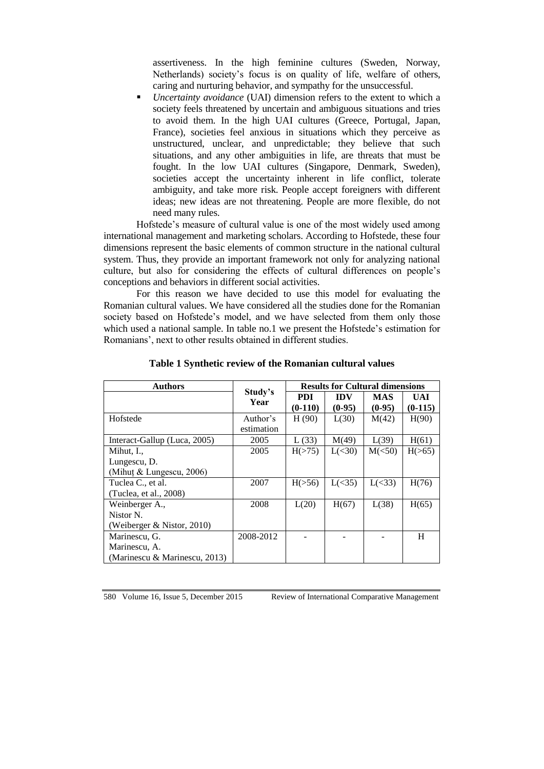assertiveness. In the high feminine cultures (Sweden, Norway, Netherlands) society's focus is on quality of life, welfare of others, caring and nurturing behavior, and sympathy for the unsuccessful.

- *Uncertainty avoidance* (UAI) dimension refers to the extent to which a society feels threatened by uncertain and ambiguous situations and tries to avoid them. In the high UAI cultures (Greece, Portugal, Japan, France), societies feel anxious in situations which they perceive as unstructured, unclear, and unpredictable; they believe that such situations, and any other ambiguities in life, are threats that must be fought. In the low UAI cultures (Singapore, Denmark, Sweden), societies accept the uncertainty inherent in life conflict, tolerate ambiguity, and take more risk. People accept foreigners with different ideas; new ideas are not threatening. People are more flexible, do not need many rules.

Hofstede's measure of cultural value is one of the most widely used among international management and marketing scholars. According to Hofstede, these four dimensions represent the basic elements of common structure in the national cultural system. Thus, they provide an important framework not only for analyzing national culture, but also for considering the effects of cultural differences on people's conceptions and behaviors in different social activities.

For this reason we have decided to use this model for evaluating the Romanian cultural values. We have considered all the studies done for the Romanian society based on Hofstede's model, and we have selected from them only those which used a national sample. In table no.1 we present the Hofstede's estimation for Romanians', next to other results obtained in different studies.

**Table 1 Synthetic review of the Romanian cultural values**

| Authors | Study's Year | Results for Cultural dimensions | | | |
|---|---|---|---|---|---|
| | | PDI (0-110) | IDV (0-95) | MAS (0-95) | UAI (0-115) |
| Hofstede | Author's estimation | H (90) | L(30) | M(42) | H(90) |
| Interact-Gallup (Luca, 2005) | 2005 | L (33) | M(49) | L(39) | H(61) |
| Mihut, I., Lungescu, D. (Mihuț & Lungescu, 2006) | 2005 | H(>75) | L(<30) | M(<50) | H(>65) |
| Tuclea C., et al. (Tuclea, et al., 2008) | 2007 | H(>56) | L(<35) | L(<33) | H(76) |
| Weinberger A., Nistor N. (Weiberger & Nistor, 2010) | 2008 | L(20) | H(67) | L(38) | H(65) |
| Marinescu, G. Marinescu, A. (Marinescu & Marinescu, 2013) | 2008-2012 | - | - | - | H |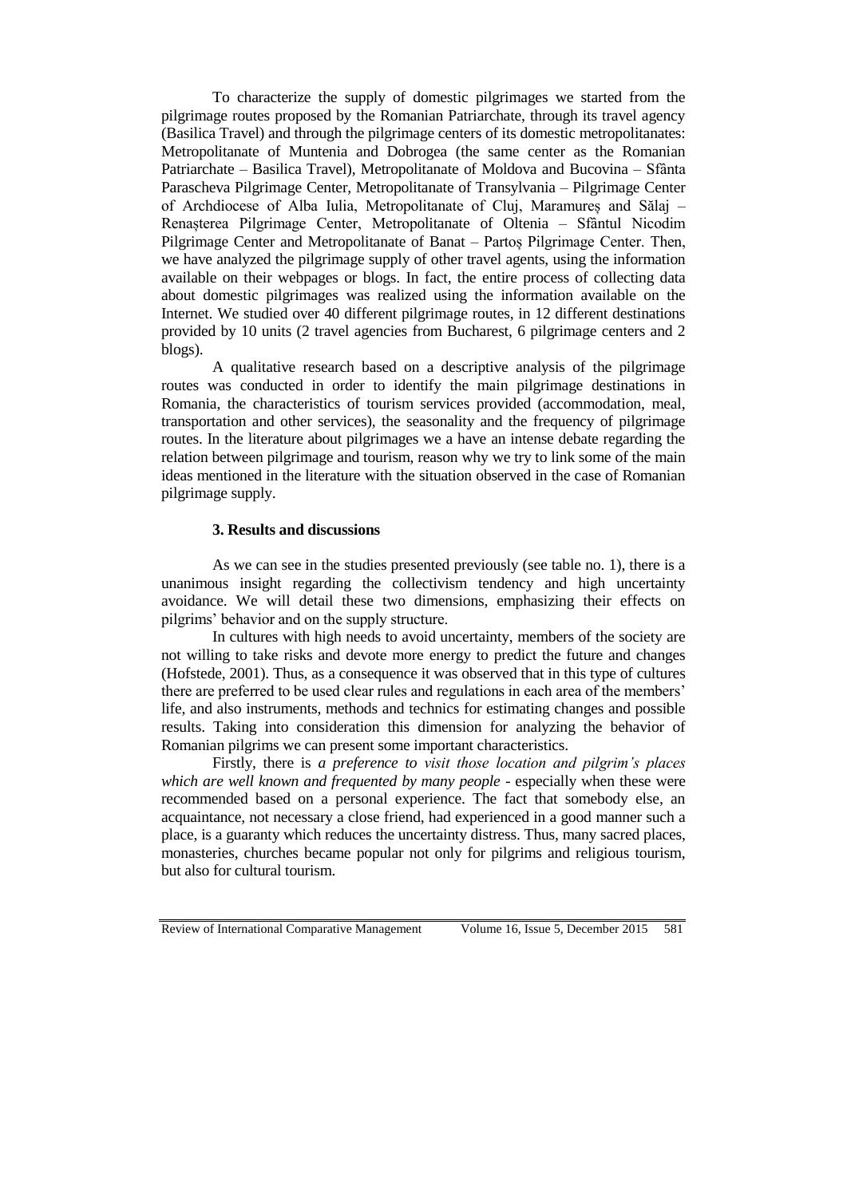To characterize the supply of domestic pilgrimages we started from the pilgrimage routes proposed by the Romanian Patriarchate, through its travel agency (Basilica Travel) and through the pilgrimage centers of its domestic metropolitanates: Metropolitanate of Muntenia and Dobrogea (the same center as the Romanian Patriarchate – Basilica Travel), Metropolitanate of Moldova and Bucovina – Sfânta Parascheva Pilgrimage Center, Metropolitanate of Transylvania – Pilgrimage Center of Archdiocese of Alba Iulia, Metropolitanate of Cluj, Maramureș and Sălaj – Renașterea Pilgrimage Center, Metropolitanate of Oltenia – Sfântul Nicodim Pilgrimage Center and Metropolitanate of Banat – Partoș Pilgrimage Center. Then, we have analyzed the pilgrimage supply of other travel agents, using the information available on their webpages or blogs. In fact, the entire process of collecting data about domestic pilgrimages was realized using the information available on the Internet. We studied over 40 different pilgrimage routes, in 12 different destinations provided by 10 units (2 travel agencies from Bucharest, 6 pilgrimage centers and 2 blogs).

A qualitative research based on a descriptive analysis of the pilgrimage routes was conducted in order to identify the main pilgrimage destinations in Romania, the characteristics of tourism services provided (accommodation, meal, transportation and other services), the seasonality and the frequency of pilgrimage routes. In the literature about pilgrimages we a have an intense debate regarding the relation between pilgrimage and tourism, reason why we try to link some of the main ideas mentioned in the literature with the situation observed in the case of Romanian pilgrimage supply.

### 3. Results and discussions

As we can see in the studies presented previously (see table no. 1), there is a unanimous insight regarding the collectivism tendency and high uncertainty avoidance. We will detail these two dimensions, emphasizing their effects on pilgrims' behavior and on the supply structure.

In cultures with high needs to avoid uncertainty, members of the society are not willing to take risks and devote more energy to predict the future and changes (Hofstede, 2001). Thus, as a consequence it was observed that in this type of cultures there are preferred to be used clear rules and regulations in each area of the members' life, and also instruments, methods and technics for estimating changes and possible results. Taking into consideration this dimension for analyzing the behavior of Romanian pilgrims we can present some important characteristics.

Firstly, there is *a preference to visit those location and pilgrim's places which are well known and frequented by many people* - especially when these were recommended based on a personal experience. The fact that somebody else, an acquaintance, not necessary a close friend, had experienced in a good manner such a place, is a guaranty which reduces the uncertainty distress. Thus, many sacred places, monasteries, churches became popular not only for pilgrims and religious tourism, but also for cultural tourism.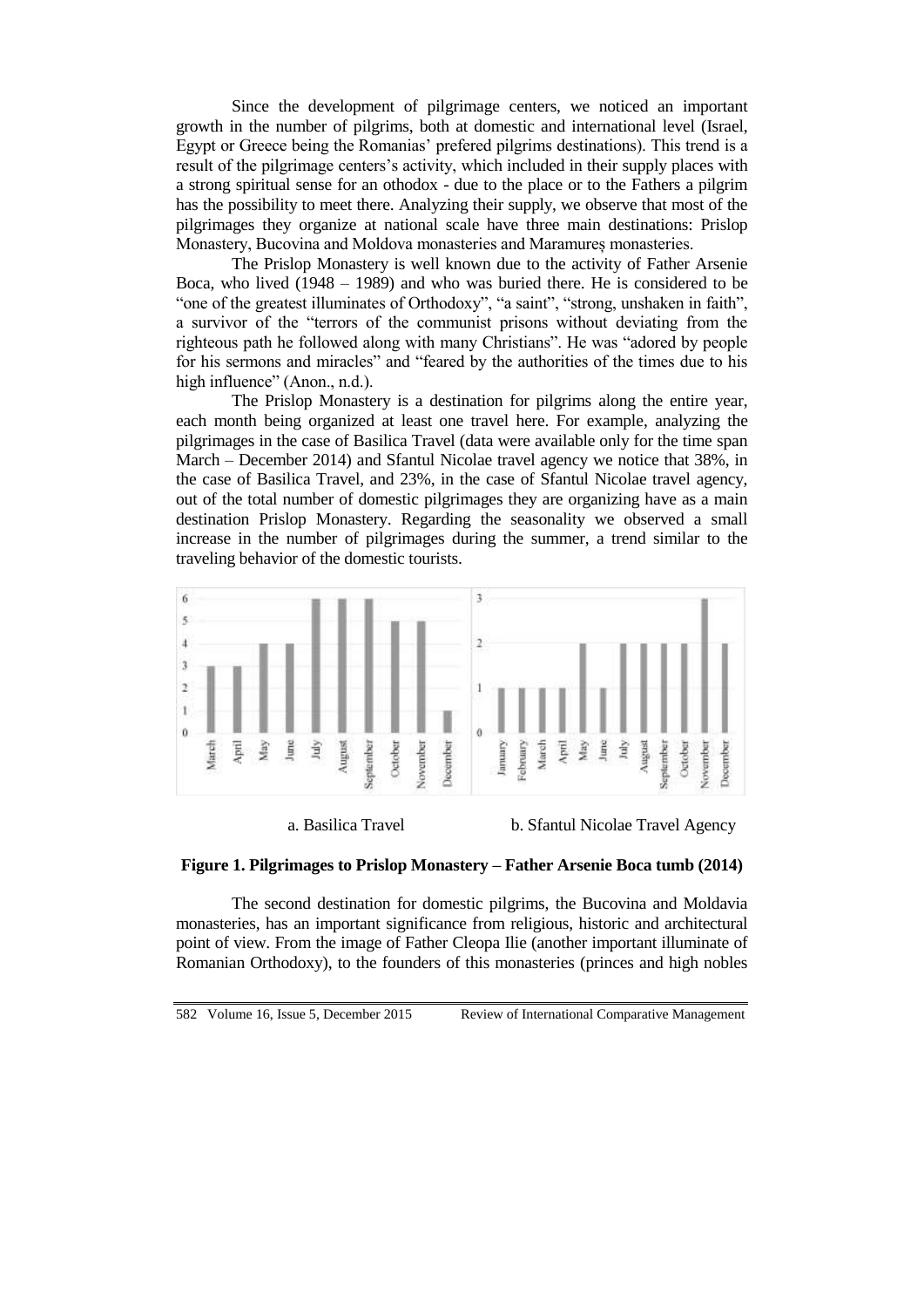Since the development of pilgrimage centers, we noticed an important growth in the number of pilgrims, both at domestic and international level (Israel, Egypt or Greece being the Romanias' prefered pilgrims destinations). This trend is a result of the pilgrimage centers's activity, which included in their supply places with a strong spiritual sense for an othodox - due to the place or to the Fathers a pilgrim has the possibility to meet there. Analyzing their supply, we observe that most of the pilgrimages they organize at national scale have three main destinations: Prislop Monastery, Bucovina and Moldova monasteries and Maramureș monasteries.

The Prislop Monastery is well known due to the activity of Father Arsenie Boca, who lived (1948 – 1989) and who was buried there. He is considered to be "one of the greatest illuminates of Orthodoxy", "a saint", "strong, unshaken in faith", a survivor of the "terrors of the communist prisons without deviating from the righteous path he followed along with many Christians". He was "adored by people for his sermons and miracles" and "feared by the authorities of the times due to his high influence" (Anon., n.d.).

The Prislop Monastery is a destination for pilgrims along the entire year, each month being organized at least one travel here. For example, analyzing the pilgrimages in the case of Basilica Travel (data were available only for the time span March – December 2014) and Sfantul Nicolae travel agency we notice that 38%, in the case of Basilica Travel, and 23%, in the case of Sfantul Nicolae travel agency, out of the total number of domestic pilgrimages they are organizing have as a main destination Prislop Monastery. Regarding the seasonality we observed a small increase in the number of pilgrimages during the summer, a trend similar to the traveling behavior of the domestic tourists.

a. Basilica Travel

| Month | March | April | May | June | July | August | September | October | November | December |
|---|---|---|---|---|---|---|---|---|---|---|
| Pilgrimages | 3 | 3 | 4 | 4 | 6 | 6 | 6 | 5 | 5 | 1 |

b. Sfantul Nicolae Travel Agency

| Month | January | February | March | April | May | June | July | August | September | October | November | December |
|---|---|---|---|---|---|---|---|---|---|---|---|---|
| Pilgrimages | 1 | 1 | 1 | 1 | 2 | 1 | 2 | 2 | 2 | 2 | 3 | 2 |

**Figure 1. Pilgrimages to Prislop Monastery – Father Arsenie Boca tumb (2014)**

The second destination for domestic pilgrims, the Bucovina and Moldavia monasteries, has an important significance from religious, historic and architectural point of view. From the image of Father Cleopa Ilie (another important illuminate of Romanian Orthodoxy), to the founders of this monasteries (princes and high nobles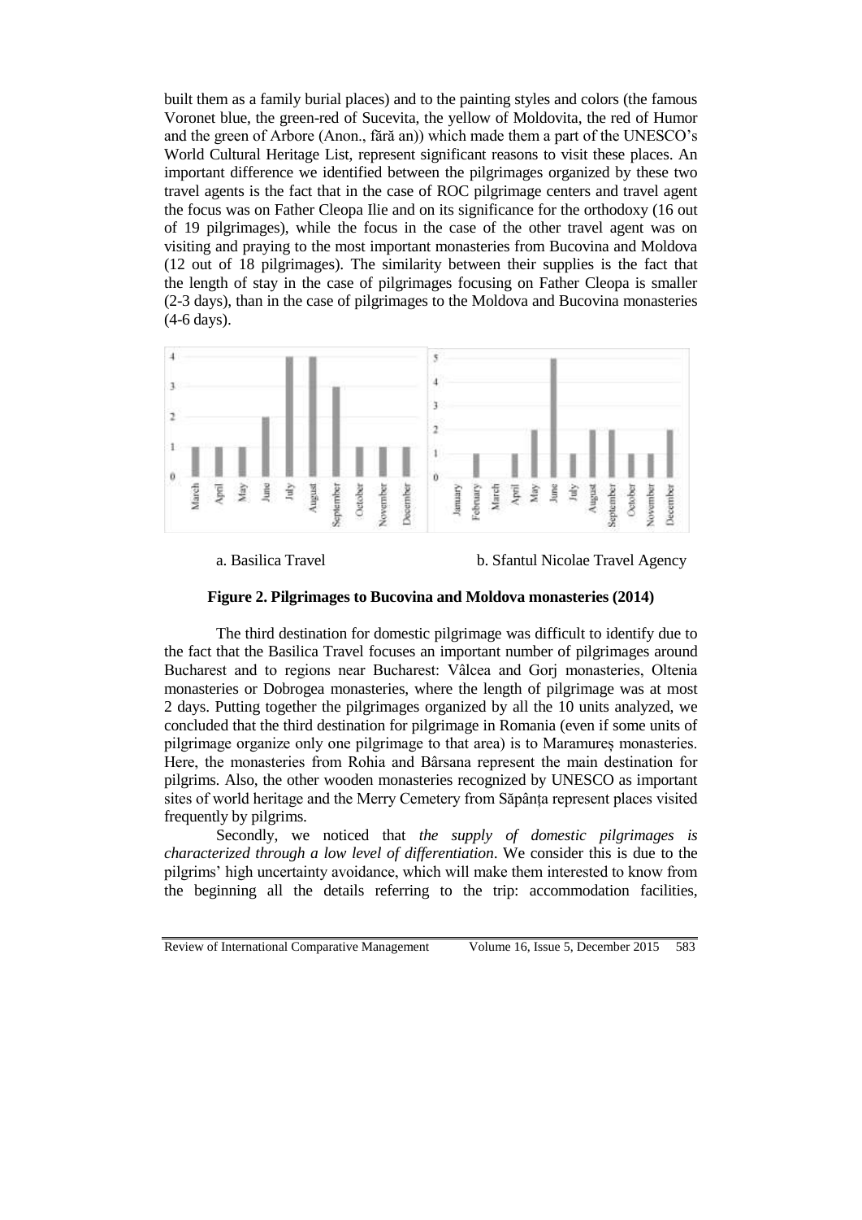built them as a family burial places) and to the painting styles and colors (the famous Voronet blue, the green-red of Sucevita, the yellow of Moldovita, the red of Humor and the green of Arbore (Anon., fără an)) which made them a part of the UNESCO's World Cultural Heritage List, represent significant reasons to visit these places. An important difference we identified between the pilgrimages organized by these two travel agents is the fact that in the case of ROC pilgrimage centers and travel agent the focus was on Father Cleopa Ilie and on its significance for the orthodoxy (16 out of 19 pilgrimages), while the focus in the case of the other travel agent was on visiting and praying to the most important monasteries from Bucovina and Moldova (12 out of 18 pilgrimages). The similarity between their supplies is the fact that the length of stay in the case of pilgrimages focusing on Father Cleopa is smaller (2-3 days), than in the case of pilgrimages to the Moldova and Bucovina monasteries (4-6 days).

a. Basilica Travel

b. Sfantul Nicolae Travel Agency

**Figure 2. Pilgrimages to Bucovina and Moldova monasteries (2014)**

The third destination for domestic pilgrimage was difficult to identify due to the fact that the Basilica Travel focuses an important number of pilgrimages around Bucharest and to regions near Bucharest: Vâlcea and Gorj monasteries, Oltenia monasteries or Dobrogea monasteries, where the length of pilgrimage was at most 2 days. Putting together the pilgrimages organized by all the 10 units analyzed, we concluded that the third destination for pilgrimage in Romania (even if some units of pilgrimage organize only one pilgrimage to that area) is to Maramureș monasteries. Here, the monasteries from Rohia and Bârsana represent the main destination for pilgrims. Also, the other wooden monasteries recognized by UNESCO as important sites of world heritage and the Merry Cemetery from Săpânța represent places visited frequently by pilgrims.

Secondly, we noticed that *the supply of domestic pilgrimages is characterized through a low level of differentiation*. We consider this is due to the pilgrims' high uncertainty avoidance, which will make them interested to know from the beginning all the details referring to the trip: accommodation facilities,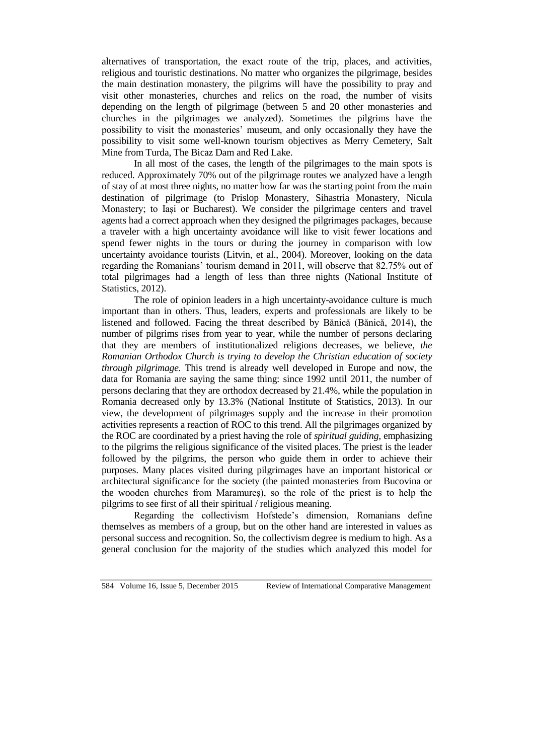alternatives of transportation, the exact route of the trip, places, and activities, religious and touristic destinations. No matter who organizes the pilgrimage, besides the main destination monastery, the pilgrims will have the possibility to pray and visit other monasteries, churches and relics on the road, the number of visits depending on the length of pilgrimage (between 5 and 20 other monasteries and churches in the pilgrimages we analyzed). Sometimes the pilgrims have the possibility to visit the monasteries' museum, and only occasionally they have the possibility to visit some well-known tourism objectives as Merry Cemetery, Salt Mine from Turda, The Bicaz Dam and Red Lake.

In all most of the cases, the length of the pilgrimages to the main spots is reduced. Approximately 70% out of the pilgrimage routes we analyzed have a length of stay of at most three nights, no matter how far was the starting point from the main destination of pilgrimage (to Prislop Monastery, Sihastria Monastery, Nicula Monastery; to Iași or Bucharest). We consider the pilgrimage centers and travel agents had a correct approach when they designed the pilgrimages packages, because a traveler with a high uncertainty avoidance will like to visit fewer locations and spend fewer nights in the tours or during the journey in comparison with low uncertainty avoidance tourists (Litvin, et al., 2004). Moreover, looking on the data regarding the Romanians' tourism demand in 2011, will observe that 82.75% out of total pilgrimages had a length of less than three nights (National Institute of Statistics, 2012).

The role of opinion leaders in a high uncertainty-avoidance culture is much important than in others. Thus, leaders, experts and professionals are likely to be listened and followed. Facing the threat described by Bănică (Bănică, 2014), the number of pilgrims rises from year to year, while the number of persons declaring that they are members of institutionalized religions decreases, we believe, *the Romanian Orthodox Church is trying to develop the Christian education of society through pilgrimage.* This trend is already well developed in Europe and now, the data for Romania are saying the same thing: since 1992 until 2011, the number of persons declaring that they are orthodox decreased by 21.4%, while the population in Romania decreased only by 13.3% (National Institute of Statistics, 2013). In our view, the development of pilgrimages supply and the increase in their promotion activities represents a reaction of ROC to this trend. All the pilgrimages organized by the ROC are coordinated by a priest having the role of *spiritual guiding*, emphasizing to the pilgrims the religious significance of the visited places. The priest is the leader followed by the pilgrims, the person who guide them in order to achieve their purposes. Many places visited during pilgrimages have an important historical or architectural significance for the society (the painted monasteries from Bucovina or the wooden churches from Maramureș), so the role of the priest is to help the pilgrims to see first of all their spiritual / religious meaning.

Regarding the collectivism Hofstede's dimension, Romanians define themselves as members of a group, but on the other hand are interested in values as personal success and recognition. So, the collectivism degree is medium to high. As a general conclusion for the majority of the studies which analyzed this model for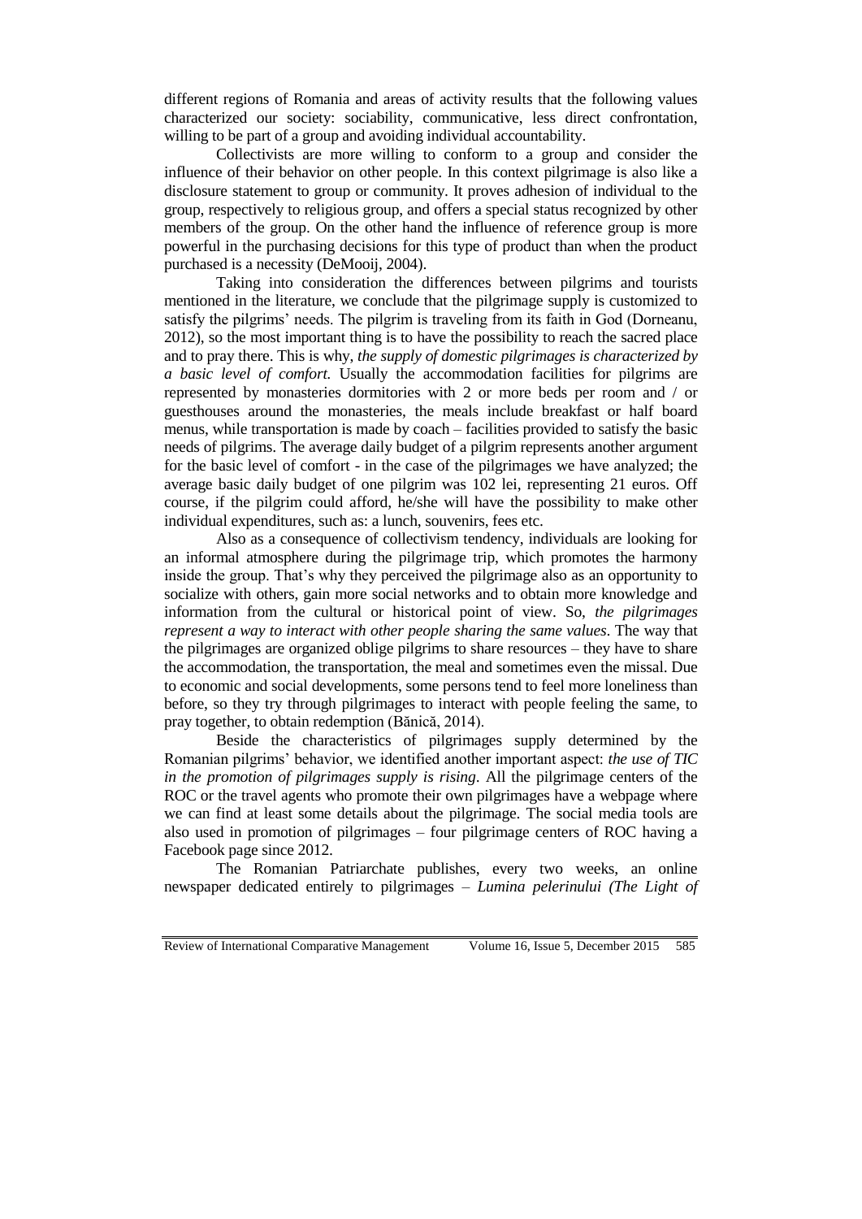different regions of Romania and areas of activity results that the following values characterized our society: sociability, communicative, less direct confrontation, willing to be part of a group and avoiding individual accountability.

Collectivists are more willing to conform to a group and consider the influence of their behavior on other people. In this context pilgrimage is also like a disclosure statement to group or community. It proves adhesion of individual to the group, respectively to religious group, and offers a special status recognized by other members of the group. On the other hand the influence of reference group is more powerful in the purchasing decisions for this type of product than when the product purchased is a necessity (DeMooij, 2004).

Taking into consideration the differences between pilgrims and tourists mentioned in the literature, we conclude that the pilgrimage supply is customized to satisfy the pilgrims' needs. The pilgrim is traveling from its faith in God (Dorneanu, 2012), so the most important thing is to have the possibility to reach the sacred place and to pray there. This is why, *the supply of domestic pilgrimages is characterized by a basic level of comfort.* Usually the accommodation facilities for pilgrims are represented by monasteries dormitories with 2 or more beds per room and / or guesthouses around the monasteries, the meals include breakfast or half board menus, while transportation is made by coach – facilities provided to satisfy the basic needs of pilgrims. The average daily budget of a pilgrim represents another argument for the basic level of comfort - in the case of the pilgrimages we have analyzed; the average basic daily budget of one pilgrim was 102 lei, representing 21 euros. Off course, if the pilgrim could afford, he/she will have the possibility to make other individual expenditures, such as: a lunch, souvenirs, fees etc.

Also as a consequence of collectivism tendency, individuals are looking for an informal atmosphere during the pilgrimage trip, which promotes the harmony inside the group. That's why they perceived the pilgrimage also as an opportunity to socialize with others, gain more social networks and to obtain more knowledge and information from the cultural or historical point of view. So, *the pilgrimages represent a way to interact with other people sharing the same values*. The way that the pilgrimages are organized oblige pilgrims to share resources – they have to share the accommodation, the transportation, the meal and sometimes even the missal. Due to economic and social developments, some persons tend to feel more loneliness than before, so they try through pilgrimages to interact with people feeling the same, to pray together, to obtain redemption (Bănică, 2014).

Beside the characteristics of pilgrimages supply determined by the Romanian pilgrims' behavior, we identified another important aspect: *the use of TIC in the promotion of pilgrimages supply is rising*. All the pilgrimage centers of the ROC or the travel agents who promote their own pilgrimages have a webpage where we can find at least some details about the pilgrimage. The social media tools are also used in promotion of pilgrimages – four pilgrimage centers of ROC having a Facebook page since 2012.

The Romanian Patriarchate publishes, every two weeks, an online newspaper dedicated entirely to pilgrimages – *Lumina pelerinului (The Light of*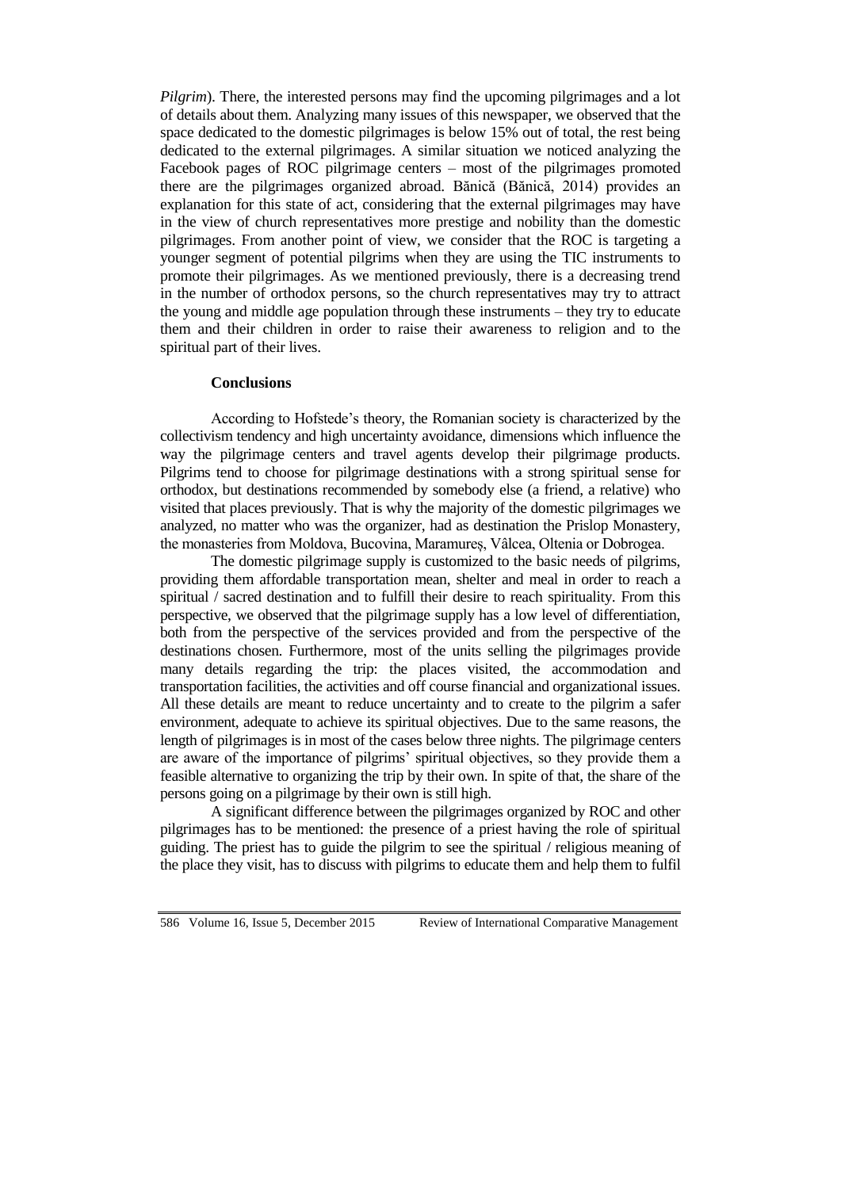*Pilgrim*). There, the interested persons may find the upcoming pilgrimages and a lot of details about them. Analyzing many issues of this newspaper, we observed that the space dedicated to the domestic pilgrimages is below 15% out of total, the rest being dedicated to the external pilgrimages. A similar situation we noticed analyzing the Facebook pages of ROC pilgrimage centers – most of the pilgrimages promoted there are the pilgrimages organized abroad. Bănică (Bănică, 2014) provides an explanation for this state of act, considering that the external pilgrimages may have in the view of church representatives more prestige and nobility than the domestic pilgrimages. From another point of view, we consider that the ROC is targeting a younger segment of potential pilgrims when they are using the TIC instruments to promote their pilgrimages. As we mentioned previously, there is a decreasing trend in the number of orthodox persons, so the church representatives may try to attract the young and middle age population through these instruments – they try to educate them and their children in order to raise their awareness to religion and to the spiritual part of their lives.

## Conclusions

According to Hofstede's theory, the Romanian society is characterized by the collectivism tendency and high uncertainty avoidance, dimensions which influence the way the pilgrimage centers and travel agents develop their pilgrimage products. Pilgrims tend to choose for pilgrimage destinations with a strong spiritual sense for orthodox, but destinations recommended by somebody else (a friend, a relative) who visited that places previously. That is why the majority of the domestic pilgrimages we analyzed, no matter who was the organizer, had as destination the Prislop Monastery, the monasteries from Moldova, Bucovina, Maramureș, Vâlcea, Oltenia or Dobrogea.

The domestic pilgrimage supply is customized to the basic needs of pilgrims, providing them affordable transportation mean, shelter and meal in order to reach a spiritual / sacred destination and to fulfill their desire to reach spirituality. From this perspective, we observed that the pilgrimage supply has a low level of differentiation, both from the perspective of the services provided and from the perspective of the destinations chosen. Furthermore, most of the units selling the pilgrimages provide many details regarding the trip: the places visited, the accommodation and transportation facilities, the activities and off course financial and organizational issues. All these details are meant to reduce uncertainty and to create to the pilgrim a safer environment, adequate to achieve its spiritual objectives. Due to the same reasons, the length of pilgrimages is in most of the cases below three nights. The pilgrimage centers are aware of the importance of pilgrims' spiritual objectives, so they provide them a feasible alternative to organizing the trip by their own. In spite of that, the share of the persons going on a pilgrimage by their own is still high.

A significant difference between the pilgrimages organized by ROC and other pilgrimages has to be mentioned: the presence of a priest having the role of spiritual guiding. The priest has to guide the pilgrim to see the spiritual / religious meaning of the place they visit, has to discuss with pilgrims to educate them and help them to fulfil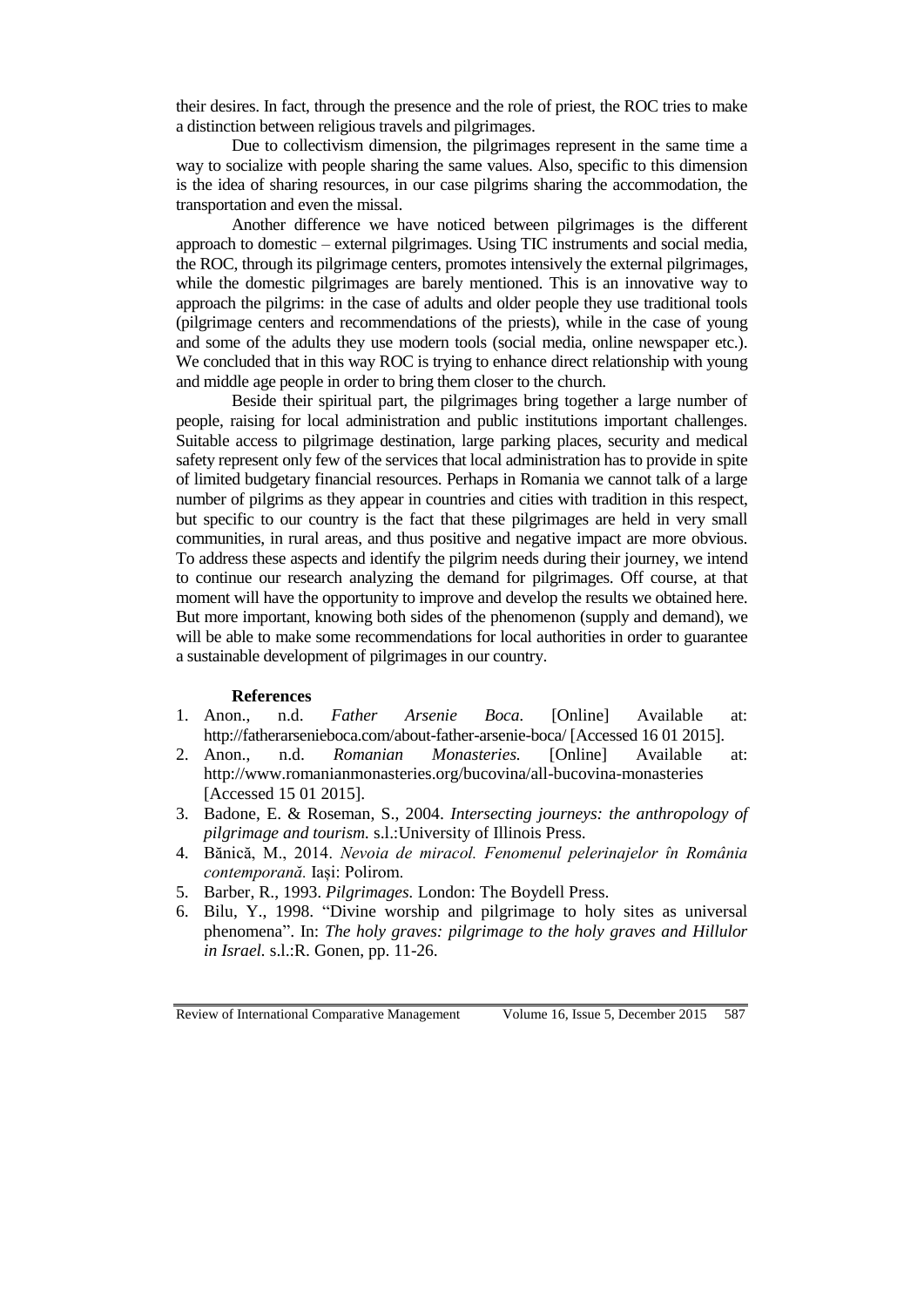their desires. In fact, through the presence and the role of priest, the ROC tries to make a distinction between religious travels and pilgrimages.

Due to collectivism dimension, the pilgrimages represent in the same time a way to socialize with people sharing the same values. Also, specific to this dimension is the idea of sharing resources, in our case pilgrims sharing the accommodation, the transportation and even the missal.

Another difference we have noticed between pilgrimages is the different approach to domestic – external pilgrimages. Using TIC instruments and social media, the ROC, through its pilgrimage centers, promotes intensively the external pilgrimages, while the domestic pilgrimages are barely mentioned. This is an innovative way to approach the pilgrims: in the case of adults and older people they use traditional tools (pilgrimage centers and recommendations of the priests), while in the case of young and some of the adults they use modern tools (social media, online newspaper etc.). We concluded that in this way ROC is trying to enhance direct relationship with young and middle age people in order to bring them closer to the church.

Beside their spiritual part, the pilgrimages bring together a large number of people, raising for local administration and public institutions important challenges. Suitable access to pilgrimage destination, large parking places, security and medical safety represent only few of the services that local administration has to provide in spite of limited budgetary financial resources. Perhaps in Romania we cannot talk of a large number of pilgrims as they appear in countries and cities with tradition in this respect, but specific to our country is the fact that these pilgrimages are held in very small communities, in rural areas, and thus positive and negative impact are more obvious. To address these aspects and identify the pilgrim needs during their journey, we intend to continue our research analyzing the demand for pilgrimages. Off course, at that moment will have the opportunity to improve and develop the results we obtained here. But more important, knowing both sides of the phenomenon (supply and demand), we will be able to make some recommendations for local authorities in order to guarantee a sustainable development of pilgrimages in our country.

## References

1. Anon., n.d. *Father Arsenie Boca*. [Online] Available at: http://fatherarsenieboca.com/about-father-arsenie-boca/ [Accessed 16 01 2015].
2. Anon., n.d. *Romanian Monasteries.* [Online] Available at: http://www.romanianmonasteries.org/bucovina/all-bucovina-monasteries [Accessed 15 01 2015].
3. Badone, E. & Roseman, S., 2004. *Intersecting journeys: the anthropology of pilgrimage and tourism.* s.l.:University of Illinois Press.
4. Bănică, M., 2014. *Nevoia de miracol. Fenomenul pelerinajelor în România contemporană.* Iași: Polirom.
5. Barber, R., 1993. *Pilgrimages.* London: The Boydell Press.
6. Bilu, Y., 1998. "Divine worship and pilgrimage to holy sites as universal phenomena". In: *The holy graves: pilgrimage to the holy graves and Hillulor in Israel.* s.l.:R. Gonen, pp. 11-26.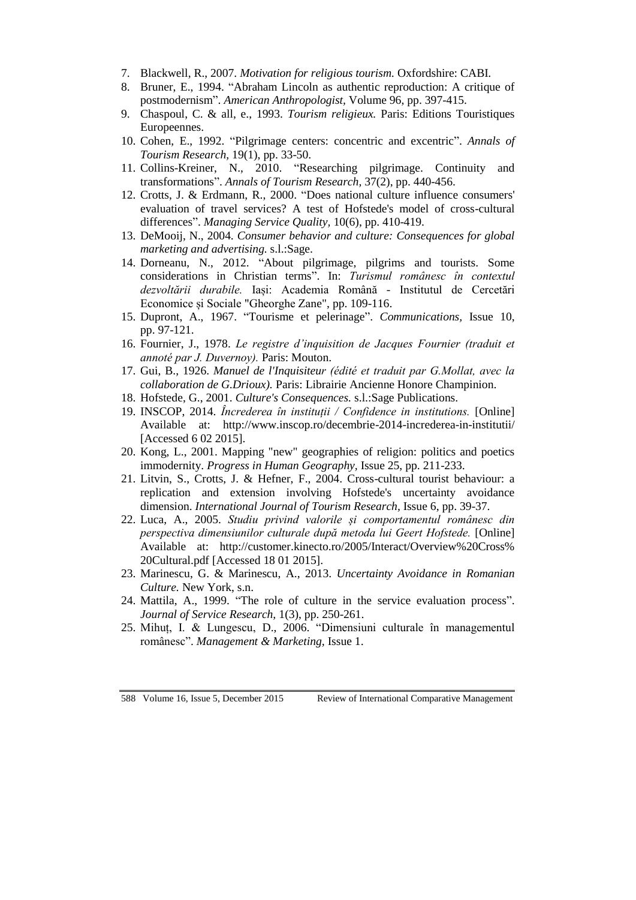7. Blackwell, R., 2007. *Motivation for religious tourism.* Oxfordshire: CABI.
8. Bruner, E., 1994. "Abraham Lincoln as authentic reproduction: A critique of postmodernism". *American Anthropologist,* Volume 96, pp. 397-415.
9. Chaspoul, C. & all, e., 1993. *Tourism religieux.* Paris: Editions Touristiques Europeennes.
10. Cohen, E., 1992. "Pilgrimage centers: concentric and excentric". *Annals of Tourism Research,* 19(1), pp. 33-50.
11. Collins-Kreiner, N., 2010. "Researching pilgrimage. Continuity and transformations". *Annals of Tourism Research,* 37(2), pp. 440-456.
12. Crotts, J. & Erdmann, R., 2000. "Does national culture influence consumers' evaluation of travel services? A test of Hofstede's model of cross-cultural differences". *Managing Service Quality,* 10(6), pp. 410-419.
13. DeMooij, N., 2004. *Consumer behavior and culture: Consequences for global marketing and advertising.* s.l.:Sage.
14. Dorneanu, N., 2012. "About pilgrimage, pilgrims and tourists. Some considerations in Christian terms". In: *Turismul românesc în contextul dezvoltării durabile.* Iași: Academia Română - Institutul de Cercetări Economice și Sociale "Gheorghe Zane", pp. 109-116.
15. Dupront, A., 1967. "Tourisme et pelerinage". *Communications,* Issue 10, pp. 97-121.
16. Fournier, J., 1978. *Le registre d'inquisition de Jacques Fournier (traduit et annoté par J. Duvernoy).* Paris: Mouton.
17. Gui, B., 1926. *Manuel de l'Inquisiteur (édité et traduit par G.Mollat, avec la collaboration de G.Drioux).* Paris: Librairie Ancienne Honore Champinion.
18. Hofstede, G., 2001. *Culture's Consequences.* s.l.:Sage Publications.
19. INSCOP, 2014. *Încrederea în instituții / Confidence in institutions.* [Online] Available at: http://www.inscop.ro/decembrie-2014-increderea-in-institutii/ [Accessed 6 02 2015].
20. Kong, L., 2001. Mapping "new" geographies of religion: politics and poetics immodernity. *Progress in Human Geography,* Issue 25, pp. 211-233.
21. Litvin, S., Crotts, J. & Hefner, F., 2004. Cross-cultural tourist behaviour: a replication and extension involving Hofstede's uncertainty avoidance dimension. *International Journal of Tourism Research,* Issue 6, pp. 39-37.
22. Luca, A., 2005. *Studiu privind valorile și comportamentul românesc din perspectiva dimensiunilor culturale după metoda lui Geert Hofstede.* [Online] Available at: http://customer.kinecto.ro/2005/Interact/Overview%20Cross%20Cultural.pdf [Accessed 18 01 2015].
23. Marinescu, G. & Marinescu, A., 2013. *Uncertainty Avoidance in Romanian Culture.* New York, s.n.
24. Mattila, A., 1999. "The role of culture in the service evaluation process". *Journal of Service Research,* 1(3), pp. 250-261.
25. Mihuț, I. & Lungescu, D., 2006. "Dimensiuni culturale în managementul românesc". *Management & Marketing,* Issue 1.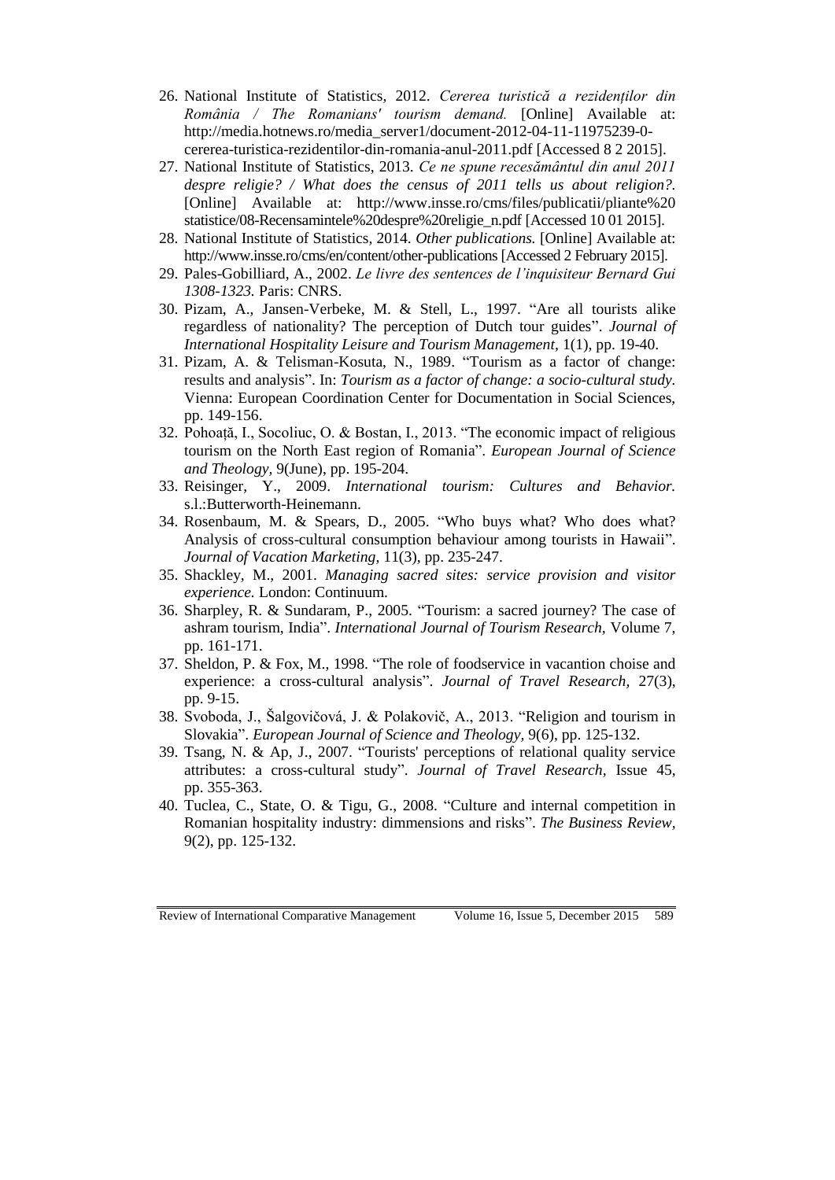26. National Institute of Statistics, 2012. *Cererea turistică a rezidenților din România / The Romanians' tourism demand.* [Online] Available at: http://media.hotnews.ro/media_server1/document-2012-04-11-11975239-0-cererea-turistica-rezidentilor-din-romania-anul-2011.pdf [Accessed 8 2 2015].
27. National Institute of Statistics, 2013. *Ce ne spune recesământul din anul 2011 despre religie? / What does the census of 2011 tells us about religion?.* [Online] Available at: http://www.insse.ro/cms/files/publicatii/pliante%20 statistice/08-Recensamintele%20despre%20religie_n.pdf [Accessed 10 01 2015].
28. National Institute of Statistics, 2014. *Other publications.* [Online] Available at: http://www.insse.ro/cms/en/content/other-publications [Accessed 2 February 2015].
29. Pales-Gobilliard, A., 2002. *Le livre des sentences de l'inquisiteur Bernard Gui 1308-1323.* Paris: CNRS.
30. Pizam, A., Jansen-Verbeke, M. & Stell, L., 1997. "Are all tourists alike regardless of nationality? The perception of Dutch tour guides". *Journal of International Hospitality Leisure and Tourism Management*, 1(1), pp. 19-40.
31. Pizam, A. & Telisman-Kosuta, N., 1989. "Tourism as a factor of change: results and analysis". In: *Tourism as a factor of change: a socio-cultural study.* Vienna: European Coordination Center for Documentation in Social Sciences, pp. 149-156.
32. Pohoață, I., Socoliuc, O. & Bostan, I., 2013. "The economic impact of religious tourism on the North East region of Romania". *European Journal of Science and Theology*, 9(June), pp. 195-204.
33. Reisinger, Y., 2009. *International tourism: Cultures and Behavior.* s.l.:Butterworth-Heinemann.
34. Rosenbaum, M. & Spears, D., 2005. "Who buys what? Who does what? Analysis of cross-cultural consumption behaviour among tourists in Hawaii". *Journal of Vacation Marketing*, 11(3), pp. 235-247.
35. Shackley, M., 2001. *Managing sacred sites: service provision and visitor experience.* London: Continuum.
36. Sharpley, R. & Sundaram, P., 2005. "Tourism: a sacred journey? The case of ashram tourism, India". *International Journal of Tourism Research*, Volume 7, pp. 161-171.
37. Sheldon, P. & Fox, M., 1998. "The role of foodservice in vacantion choise and experience: a cross-cultural analysis". *Journal of Travel Research*, 27(3), pp. 9-15.
38. Svoboda, J., Šalgovičová, J. & Polakovič, A., 2013. "Religion and tourism in Slovakia". *European Journal of Science and Theology*, 9(6), pp. 125-132.
39. Tsang, N. & Ap, J., 2007. "Tourists' perceptions of relational quality service attributes: a cross-cultural study". *Journal of Travel Research*, Issue 45, pp. 355-363.
40. Tuclea, C., State, O. & Tigu, G., 2008. "Culture and internal competition in Romanian hospitality industry: dimmensions and risks". *The Business Review*, 9(2), pp. 125-132.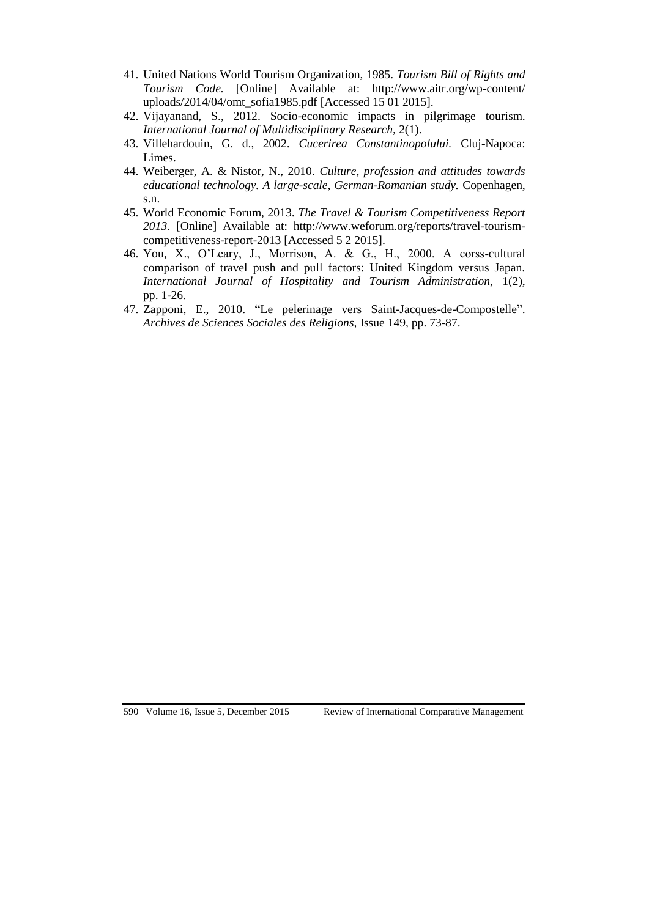41. United Nations World Tourism Organization, 1985. *Tourism Bill of Rights and Tourism Code.* [Online] Available at: http://www.aitr.org/wp-content/uploads/2014/04/omt_sofia1985.pdf [Accessed 15 01 2015].
42. Vijayanand, S., 2012. Socio-economic impacts in pilgrimage tourism. *International Journal of Multidisciplinary Research,* 2(1).
43. Villehardouin, G. d., 2002. *Cucerirea Constantinopolului.* Cluj-Napoca: Limes.
44. Weiberger, A. & Nistor, N., 2010. *Culture, profession and attitudes towards educational technology. A large-scale, German-Romanian study.* Copenhagen, s.n.
45. World Economic Forum, 2013. *The Travel & Tourism Competitiveness Report 2013.* [Online] Available at: http://www.weforum.org/reports/travel-tourism-competitiveness-report-2013 [Accessed 5 2 2015].
46. You, X., O'Leary, J., Morrison, A. & G., H., 2000. A corss-cultural comparison of travel push and pull factors: United Kingdom versus Japan. *International Journal of Hospitality and Tourism Administration*, 1(2), pp. 1-26.
47. Zapponi, E., 2010. "Le pelerinage vers Saint-Jacques-de-Compostelle". *Archives de Sciences Sociales des Religions,* Issue 149, pp. 73-87.